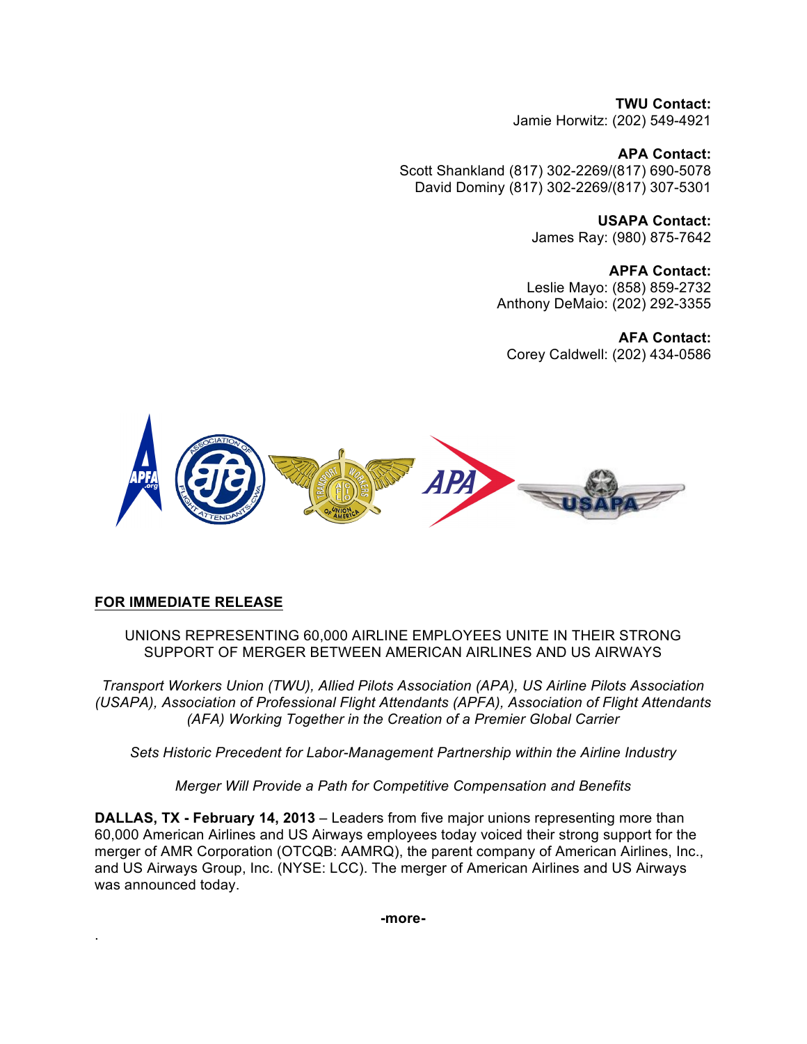**TWU Contact:**
Jamie Horwitz: (202) 549-4921

**APA Contact:**
Scott Shankland (817) 302-2269/(817) 690-5078
David Dominy (817) 302-2269/(817) 307-5301

**USAPA Contact:**
James Ray: (980) 875-7642

**APFA Contact:**
Leslie Mayo: (858) 859-2732
Anthony DeMaio: (202) 292-3355

**AFA Contact:**
Corey Caldwell: (202) 434-0586

**FOR IMMEDIATE RELEASE**

UNIONS REPRESENTING 60,000 AIRLINE EMPLOYEES UNITE IN THEIR STRONG SUPPORT OF MERGER BETWEEN AMERICAN AIRLINES AND US AIRWAYS

*Transport Workers Union (TWU), Allied Pilots Association (APA), US Airline Pilots Association (USAPA), Association of Professional Flight Attendants (APFA), Association of Flight Attendants (AFA) Working Together in the Creation of a Premier Global Carrier*

*Sets Historic Precedent for Labor-Management Partnership within the Airline Industry*

*Merger Will Provide a Path for Competitive Compensation and Benefits*

**DALLAS, TX - February 14, 2013** – Leaders from five major unions representing more than 60,000 American Airlines and US Airways employees today voiced their strong support for the merger of AMR Corporation (OTCQB: AAMRQ), the parent company of American Airlines, Inc., and US Airways Group, Inc. (NYSE: LCC). The merger of American Airlines and US Airways was announced today.

-more-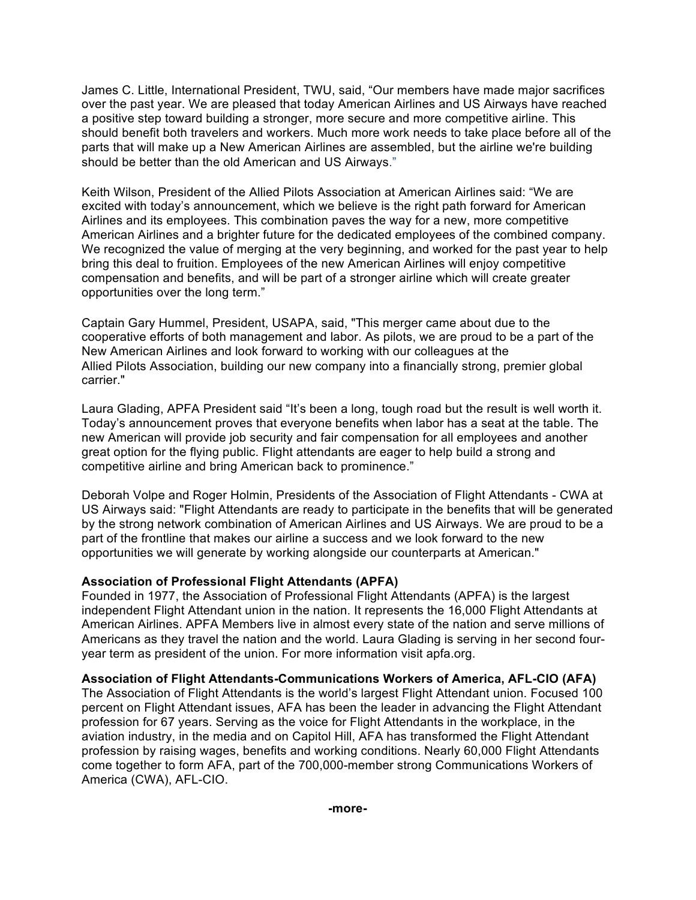James C. Little, International President, TWU, said, “Our members have made major sacrifices over the past year. We are pleased that today American Airlines and US Airways have reached a positive step toward building a stronger, more secure and more competitive airline. This should benefit both travelers and workers. Much more work needs to take place before all of the parts that will make up a New American Airlines are assembled, but the airline we're building should be better than the old American and US Airways.”

Keith Wilson, President of the Allied Pilots Association at American Airlines said: “We are excited with today’s announcement, which we believe is the right path forward for American Airlines and its employees. This combination paves the way for a new, more competitive American Airlines and a brighter future for the dedicated employees of the combined company. We recognized the value of merging at the very beginning, and worked for the past year to help bring this deal to fruition. Employees of the new American Airlines will enjoy competitive compensation and benefits, and will be part of a stronger airline which will create greater opportunities over the long term.”

Captain Gary Hummel, President, USAPA, said, "This merger came about due to the cooperative efforts of both management and labor. As pilots, we are proud to be a part of the New American Airlines and look forward to working with our colleagues at the Allied Pilots Association, building our new company into a financially strong, premier global carrier."

Laura Glading, APFA President said “It’s been a long, tough road but the result is well worth it. Today’s announcement proves that everyone benefits when labor has a seat at the table. The new American will provide job security and fair compensation for all employees and another great option for the flying public. Flight attendants are eager to help build a strong and competitive airline and bring American back to prominence.”

Deborah Volpe and Roger Holmin, Presidents of the Association of Flight Attendants - CWA at US Airways said: "Flight Attendants are ready to participate in the benefits that will be generated by the strong network combination of American Airlines and US Airways. We are proud to be a part of the frontline that makes our airline a success and we look forward to the new opportunities we will generate by working alongside our counterparts at American."

**Association of Professional Flight Attendants (APFA)**
Founded in 1977, the Association of Professional Flight Attendants (APFA) is the largest independent Flight Attendant union in the nation. It represents the 16,000 Flight Attendants at American Airlines. APFA Members live in almost every state of the nation and serve millions of Americans as they travel the nation and the world. Laura Glading is serving in her second four-year term as president of the union. For more information visit apfa.org.

**Association of Flight Attendants-Communications Workers of America, AFL-CIO (AFA)**
The Association of Flight Attendants is the world’s largest Flight Attendant union. Focused 100 percent on Flight Attendant issues, AFA has been the leader in advancing the Flight Attendant profession for 67 years. Serving as the voice for Flight Attendants in the workplace, in the aviation industry, in the media and on Capitol Hill, AFA has transformed the Flight Attendant profession by raising wages, benefits and working conditions. Nearly 60,000 Flight Attendants come together to form AFA, part of the 700,000-member strong Communications Workers of America (CWA), AFL-CIO.

**-more-**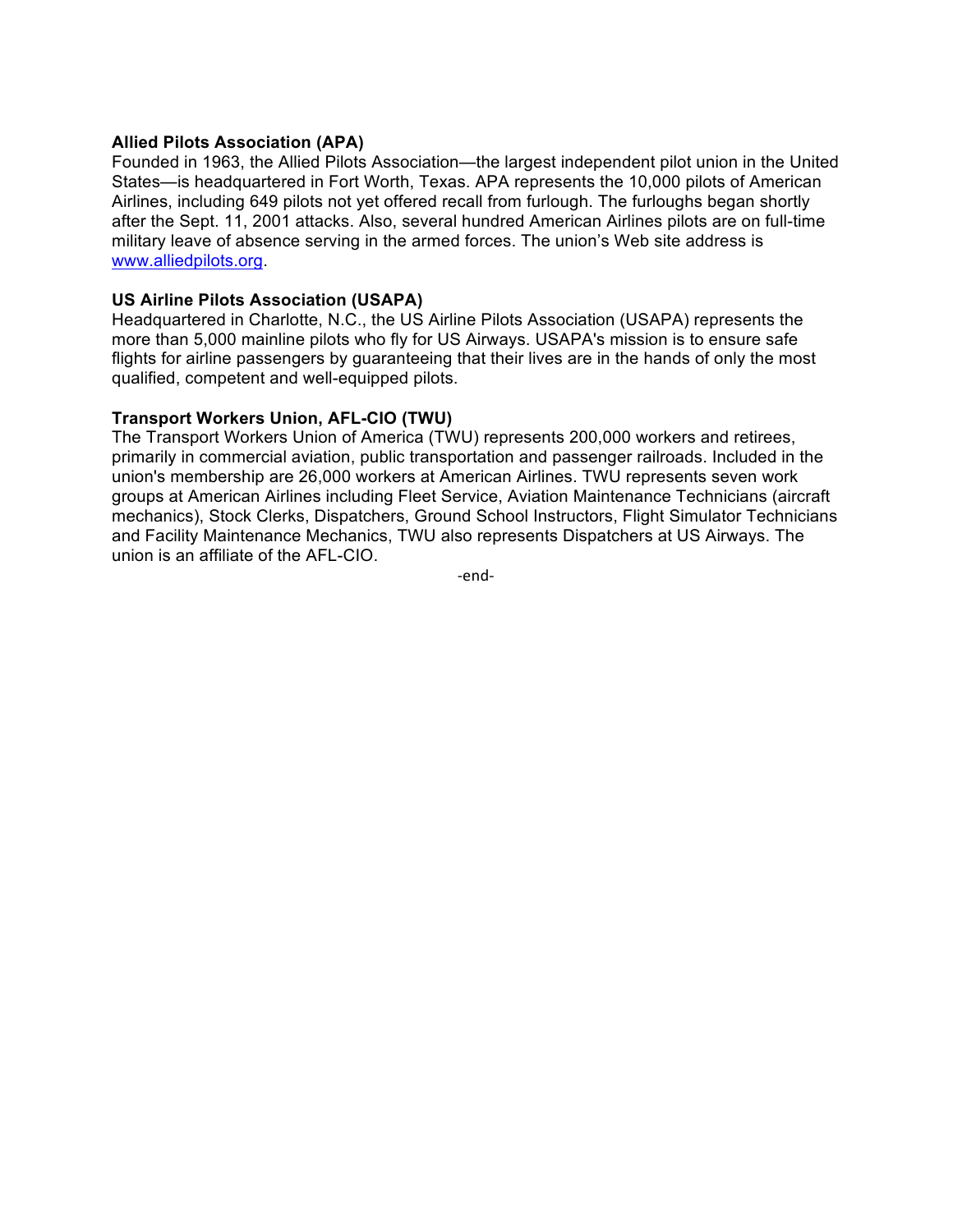**Allied Pilots Association (APA)**
Founded in 1963, the Allied Pilots Association—the largest independent pilot union in the United States—is headquartered in Fort Worth, Texas. APA represents the 10,000 pilots of American Airlines, including 649 pilots not yet offered recall from furlough. The furloughs began shortly after the Sept. 11, 2001 attacks. Also, several hundred American Airlines pilots are on full-time military leave of absence serving in the armed forces. The union's Web site address is www.alliedpilots.org.

**US Airline Pilots Association (USAPA)**
Headquartered in Charlotte, N.C., the US Airline Pilots Association (USAPA) represents the more than 5,000 mainline pilots who fly for US Airways. USAPA's mission is to ensure safe flights for airline passengers by guaranteeing that their lives are in the hands of only the most qualified, competent and well-equipped pilots.

**Transport Workers Union, AFL-CIO (TWU)**
The Transport Workers Union of America (TWU) represents 200,000 workers and retirees, primarily in commercial aviation, public transportation and passenger railroads. Included in the union's membership are 26,000 workers at American Airlines. TWU represents seven work groups at American Airlines including Fleet Service, Aviation Maintenance Technicians (aircraft mechanics), Stock Clerks, Dispatchers, Ground School Instructors, Flight Simulator Technicians and Facility Maintenance Mechanics, TWU also represents Dispatchers at US Airways. The union is an affiliate of the AFL-CIO.

-end-